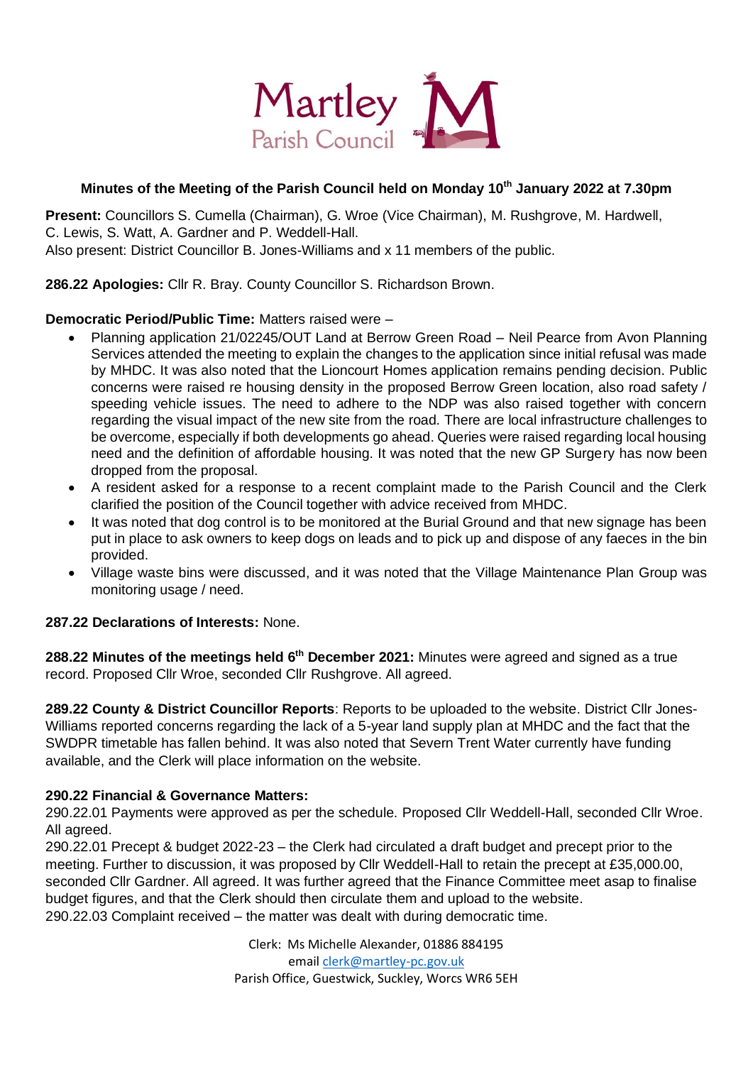Martley
Parish Council

**Minutes of the Meeting of the Parish Council held on Monday 10th January 2022 at 7.30pm**

**Present:** Councillors S. Cumella (Chairman), G. Wroe (Vice Chairman), M. Rushgrove, M. Hardwell, C. Lewis, S. Watt, A. Gardner and P. Weddell-Hall.
Also present: District Councillor B. Jones-Williams and x 11 members of the public.

**286.22 Apologies:** Cllr R. Bray. County Councillor S. Richardson Brown.

**Democratic Period/Public Time:** Matters raised were –

- Planning application 21/02245/OUT Land at Berrow Green Road – Neil Pearce from Avon Planning Services attended the meeting to explain the changes to the application since initial refusal was made by MHDC. It was also noted that the Lioncourt Homes application remains pending decision. Public concerns were raised re housing density in the proposed Berrow Green location, also road safety / speeding vehicle issues. The need to adhere to the NDP was also raised together with concern regarding the visual impact of the new site from the road. There are local infrastructure challenges to be overcome, especially if both developments go ahead. Queries were raised regarding local housing need and the definition of affordable housing. It was noted that the new GP Surgery has now been dropped from the proposal.
- A resident asked for a response to a recent complaint made to the Parish Council and the Clerk clarified the position of the Council together with advice received from MHDC.
- It was noted that dog control is to be monitored at the Burial Ground and that new signage has been put in place to ask owners to keep dogs on leads and to pick up and dispose of any faeces in the bin provided.
- Village waste bins were discussed, and it was noted that the Village Maintenance Plan Group was monitoring usage / need.

**287.22 Declarations of Interests:** None.

**288.22 Minutes of the meetings held 6th December 2021:** Minutes were agreed and signed as a true record. Proposed Cllr Wroe, seconded Cllr Rushgrove. All agreed.

**289.22 County & District Councillor Reports**: Reports to be uploaded to the website. District Cllr Jones-Williams reported concerns regarding the lack of a 5-year land supply plan at MHDC and the fact that the SWDPR timetable has fallen behind. It was also noted that Severn Trent Water currently have funding available, and the Clerk will place information on the website.

**290.22 Financial & Governance Matters:**

290.22.01 Payments were approved as per the schedule. Proposed Cllr Weddell-Hall, seconded Cllr Wroe. All agreed.

290.22.01 Precept & budget 2022-23 – the Clerk had circulated a draft budget and precept prior to the meeting. Further to discussion, it was proposed by Cllr Weddell-Hall to retain the precept at £35,000.00, seconded Cllr Gardner. All agreed. It was further agreed that the Finance Committee meet asap to finalise budget figures, and that the Clerk should then circulate them and upload to the website.

290.22.03 Complaint received – the matter was dealt with during democratic time.

Clerk: Ms Michelle Alexander, 01886 884195
email clerk@martley-pc.gov.uk
Parish Office, Guestwick, Suckley, Worcs WR6 5EH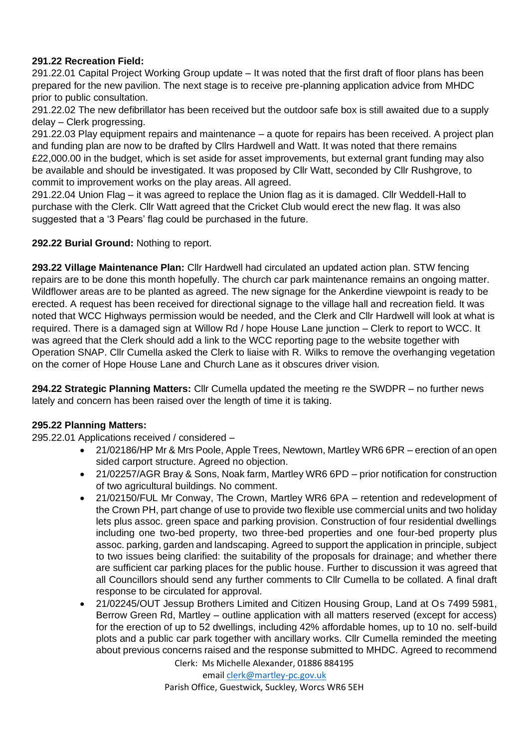**291.22 Recreation Field:**

291.22.01 Capital Project Working Group update – It was noted that the first draft of floor plans has been prepared for the new pavilion. The next stage is to receive pre-planning application advice from MHDC prior to public consultation.

291.22.02 The new defibrillator has been received but the outdoor safe box is still awaited due to a supply delay – Clerk progressing.

291.22.03 Play equipment repairs and maintenance – a quote for repairs has been received. A project plan and funding plan are now to be drafted by Cllrs Hardwell and Watt. It was noted that there remains £22,000.00 in the budget, which is set aside for asset improvements, but external grant funding may also be available and should be investigated. It was proposed by Cllr Watt, seconded by Cllr Rushgrove, to commit to improvement works on the play areas. All agreed.

291.22.04 Union Flag – it was agreed to replace the Union flag as it is damaged. Cllr Weddell-Hall to purchase with the Clerk. Cllr Watt agreed that the Cricket Club would erect the new flag. It was also suggested that a '3 Pears' flag could be purchased in the future.

**292.22 Burial Ground:** Nothing to report.

**293.22 Village Maintenance Plan:** Cllr Hardwell had circulated an updated action plan. STW fencing repairs are to be done this month hopefully. The church car park maintenance remains an ongoing matter. Wildflower areas are to be planted as agreed. The new signage for the Ankerdine viewpoint is ready to be erected. A request has been received for directional signage to the village hall and recreation field. It was noted that WCC Highways permission would be needed, and the Clerk and Cllr Hardwell will look at what is required. There is a damaged sign at Willow Rd / hope House Lane junction – Clerk to report to WCC. It was agreed that the Clerk should add a link to the WCC reporting page to the website together with Operation SNAP. Cllr Cumella asked the Clerk to liaise with R. Wilks to remove the overhanging vegetation on the corner of Hope House Lane and Church Lane as it obscures driver vision.

**294.22 Strategic Planning Matters:** Cllr Cumella updated the meeting re the SWDPR – no further news lately and concern has been raised over the length of time it is taking.

**295.22 Planning Matters:**

295.22.01 Applications received / considered –

- 21/02186/HP Mr & Mrs Poole, Apple Trees, Newtown, Martley WR6 6PR – erection of an open sided carport structure. Agreed no objection.
- 21/02257/AGR Bray & Sons, Noak farm, Martley WR6 6PD – prior notification for construction of two agricultural buildings. No comment.
- 21/02150/FUL Mr Conway, The Crown, Martley WR6 6PA – retention and redevelopment of the Crown PH, part change of use to provide two flexible use commercial units and two holiday lets plus assoc. green space and parking provision. Construction of four residential dwellings including one two-bed property, two three-bed properties and one four-bed property plus assoc. parking, garden and landscaping. Agreed to support the application in principle, subject to two issues being clarified: the suitability of the proposals for drainage; and whether there are sufficient car parking places for the public house. Further to discussion it was agreed that all Councillors should send any further comments to Cllr Cumella to be collated. A final draft response to be circulated for approval.
- 21/02245/OUT Jessup Brothers Limited and Citizen Housing Group, Land at Os 7499 5981, Berrow Green Rd, Martley – outline application with all matters reserved (except for access) for the erection of up to 52 dwellings, including 42% affordable homes, up to 10 no. self-build plots and a public car park together with ancillary works. Cllr Cumella reminded the meeting about previous concerns raised and the response submitted to MHDC. Agreed to recommend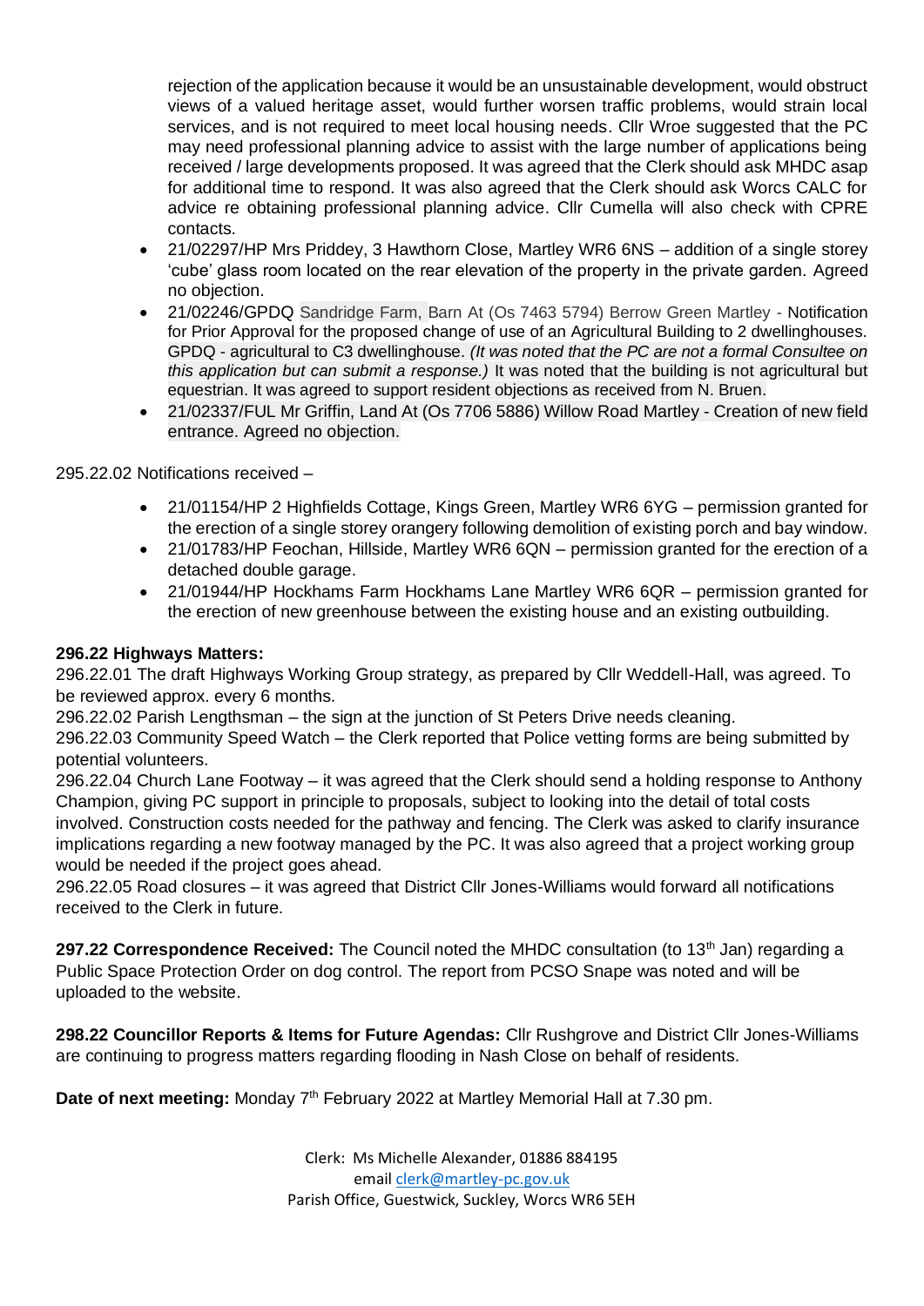rejection of the application because it would be an unsustainable development, would obstruct views of a valued heritage asset, would further worsen traffic problems, would strain local services, and is not required to meet local housing needs. Cllr Wroe suggested that the PC may need professional planning advice to assist with the large number of applications being received / large developments proposed. It was agreed that the Clerk should ask MHDC asap for additional time to respond. It was also agreed that the Clerk should ask Worcs CALC for advice re obtaining professional planning advice. Cllr Cumella will also check with CPRE contacts.

- 21/02297/HP Mrs Priddey, 3 Hawthorn Close, Martley WR6 6NS – addition of a single storey 'cube' glass room located on the rear elevation of the property in the private garden. Agreed no objection.
- 21/02246/GPDQ Sandridge Farm, Barn At (Os 7463 5794) Berrow Green Martley - Notification for Prior Approval for the proposed change of use of an Agricultural Building to 2 dwellinghouses. GPDQ - agricultural to C3 dwellinghouse. *(It was noted that the PC are not a formal Consultee on this application but can submit a response.)* It was noted that the building is not agricultural but equestrian. It was agreed to support resident objections as received from N. Bruen.
- 21/02337/FUL Mr Griffin, Land At (Os 7706 5886) Willow Road Martley - Creation of new field entrance. Agreed no objection.

295.22.02 Notifications received –

- 21/01154/HP 2 Highfields Cottage, Kings Green, Martley WR6 6YG – permission granted for the erection of a single storey orangery following demolition of existing porch and bay window.
- 21/01783/HP Feochan, Hillside, Martley WR6 6QN – permission granted for the erection of a detached double garage.
- 21/01944/HP Hockhams Farm Hockhams Lane Martley WR6 6QR – permission granted for the erection of new greenhouse between the existing house and an existing outbuilding.

**296.22 Highways Matters:**

296.22.01 The draft Highways Working Group strategy, as prepared by Cllr Weddell-Hall, was agreed. To be reviewed approx. every 6 months.

296.22.02 Parish Lengthsman – the sign at the junction of St Peters Drive needs cleaning.

296.22.03 Community Speed Watch – the Clerk reported that Police vetting forms are being submitted by potential volunteers.

296.22.04 Church Lane Footway – it was agreed that the Clerk should send a holding response to Anthony Champion, giving PC support in principle to proposals, subject to looking into the detail of total costs involved. Construction costs needed for the pathway and fencing. The Clerk was asked to clarify insurance implications regarding a new footway managed by the PC. It was also agreed that a project working group would be needed if the project goes ahead.

296.22.05 Road closures – it was agreed that District Cllr Jones-Williams would forward all notifications received to the Clerk in future.

**297.22 Correspondence Received:** The Council noted the MHDC consultation (to 13th Jan) regarding a Public Space Protection Order on dog control. The report from PCSO Snape was noted and will be uploaded to the website.

**298.22 Councillor Reports & Items for Future Agendas:** Cllr Rushgrove and District Cllr Jones-Williams are continuing to progress matters regarding flooding in Nash Close on behalf of residents.

**Date of next meeting:** Monday 7th February 2022 at Martley Memorial Hall at 7.30 pm.

Clerk: Ms Michelle Alexander, 01886 884195
email clerk@martley-pc.gov.uk
Parish Office, Guestwick, Suckley, Worcs WR6 5EH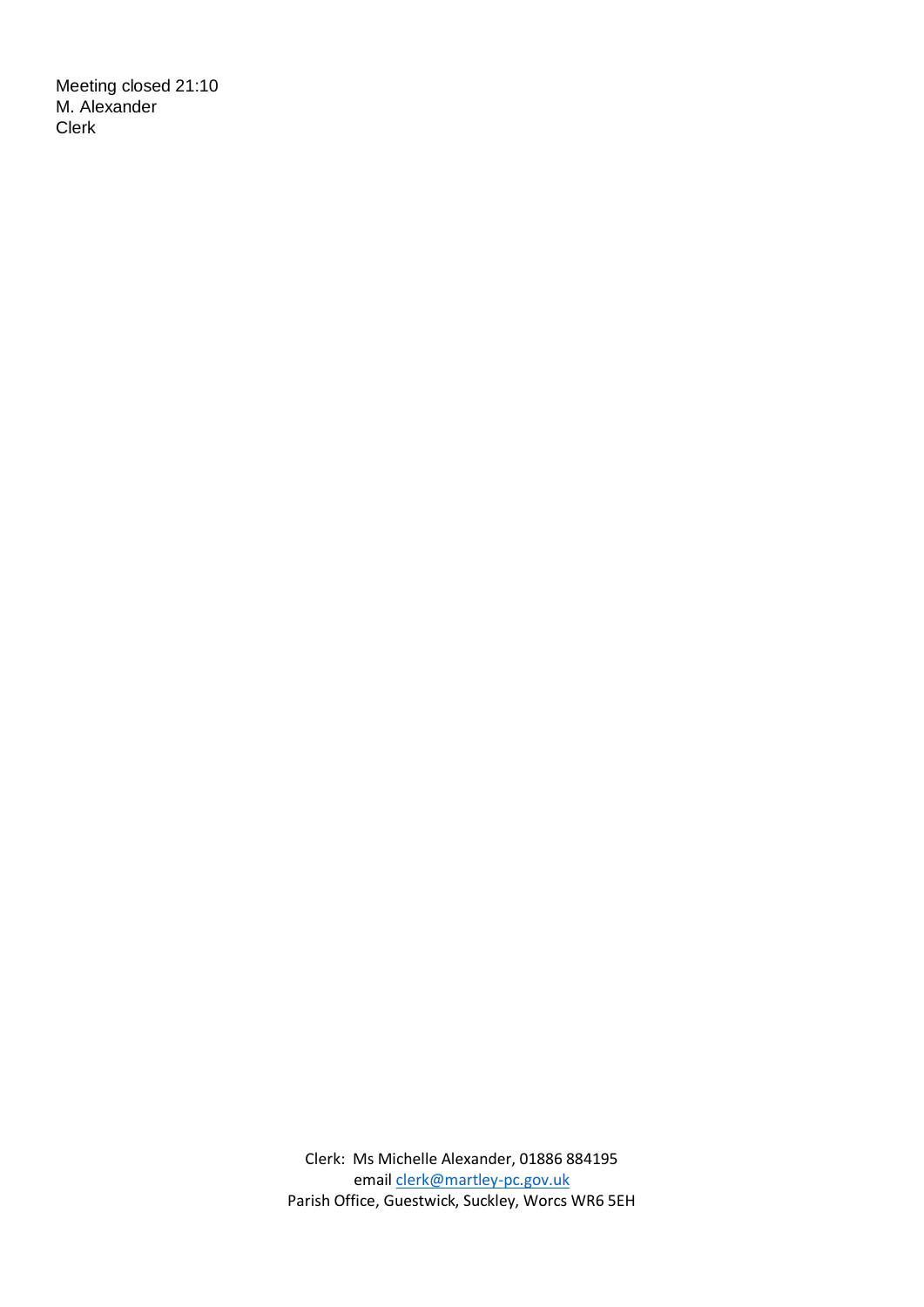Meeting closed 21:10
M. Alexander
Clerk